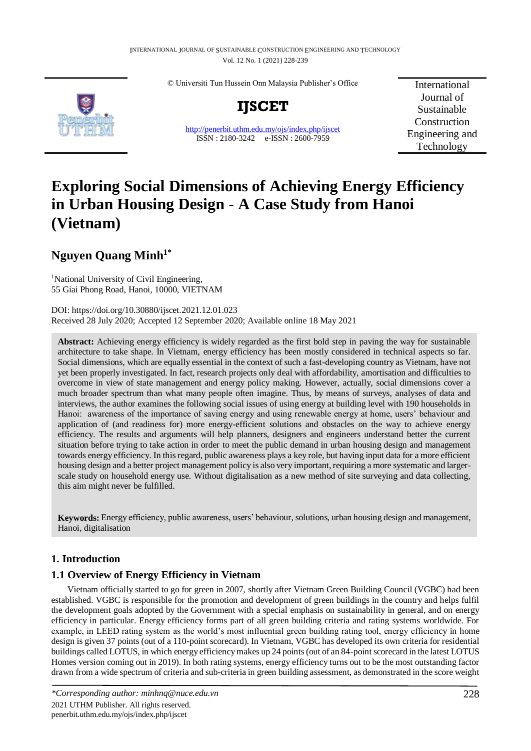# Exploring Social Dimensions of Achieving Energy Efficiency in Urban Housing Design - A Case Study from Hanoi (Vietnam)

**Nguyen Quang Minh**[1*]

[1]National University of Civil Engineering,
55 Giai Phong Road, Hanoi, 10000, VIETNAM

DOI: https://doi.org/10.30880/ijscet.2021.12.01.023
Received 28 July 2020; Accepted 12 September 2020; Available online 18 May 2021

**Abstract:** Achieving energy efficiency is widely regarded as the first bold step in paving the way for sustainable architecture to take shape. In Vietnam, energy efficiency has been mostly considered in technical aspects so far. Social dimensions, which are equally essential in the context of such a fast-developing country as Vietnam, have not yet been properly investigated. In fact, research projects only deal with affordability, amortisation and difficulties to overcome in view of state management and energy policy making. However, actually, social dimensions cover a much broader spectrum than what many people often imagine. Thus, by means of surveys, analyses of data and interviews, the author examines the following social issues of using energy at building level with 190 households in Hanoi: awareness of the importance of saving energy and using renewable energy at home, users' behaviour and application of (and readiness for) more energy-efficient solutions and obstacles on the way to achieve energy efficiency. The results and arguments will help planners, designers and engineers understand better the current situation before trying to take action in order to meet the public demand in urban housing design and management towards energy efficiency. In this regard, public awareness plays a key role, but having input data for a more efficient housing design and a better project management policy is also very important, requiring a more systematic and larger-scale study on household energy use. Without digitalisation as a new method of site surveying and data collecting, this aim might never be fulfilled.

**Keywords:** Energy efficiency, public awareness, users' behaviour, solutions, urban housing design and management, Hanoi, digitalisation

## 1. Introduction

### 1.1 Overview of Energy Efficiency in Vietnam

Vietnam officially started to go for green in 2007, shortly after Vietnam Green Building Council (VGBC) had been established. VGBC is responsible for the promotion and development of green buildings in the country and helps fulfil the development goals adopted by the Government with a special emphasis on sustainability in general, and on energy efficiency in particular. Energy efficiency forms part of all green building criteria and rating systems worldwide. For example, in LEED rating system as the world's most influential green building rating tool, energy efficiency in home design is given 37 points (out of a 110-point scorecard). In Vietnam, VGBC has developed its own criteria for residential buildings called LOTUS, in which energy efficiency makes up 24 points (out of an 84-point scorecard in the latest LOTUS Homes version coming out in 2019). In both rating systems, energy efficiency turns out to be the most outstanding factor drawn from a wide spectrum of criteria and sub-criteria in green building assessment, as demonstrated in the score weight

*Corresponding author: minhnq@nuce.edu.vn
2021 UTHM Publisher. All rights reserved.
penerbit.uthm.edu.my/ojs/index.php/ijscet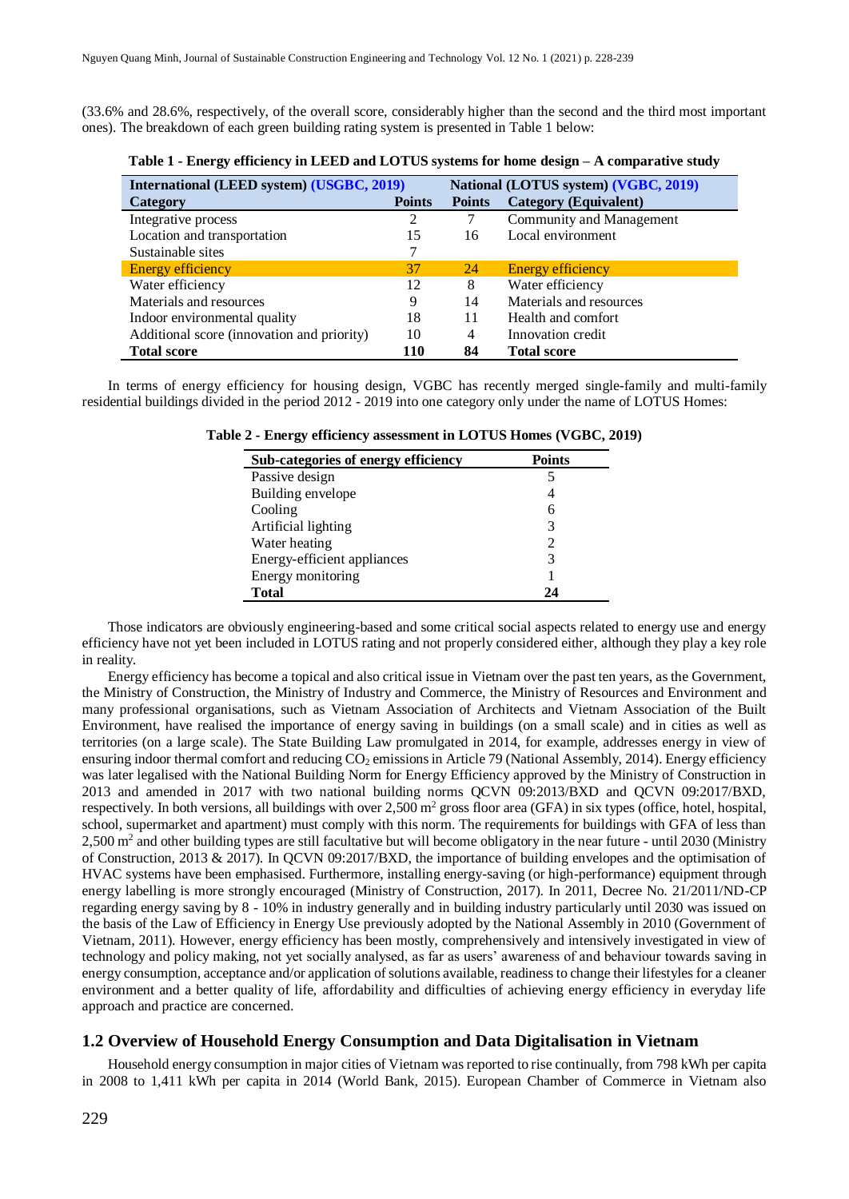(33.6% and 28.6%, respectively, of the overall score, considerably higher than the second and the third most important ones). The breakdown of each green building rating system is presented in Table 1 below:

**Table 1 - Energy efficiency in LEED and LOTUS systems for home design – A comparative study**

| International (LEED system) (USGBC, 2019) | | National (LOTUS system) (VGBC, 2019) | |
|---|---|---|---|
| **Category** | **Points** | **Points** | **Category (Equivalent)** |
| Integrative process | 2 | 7 | Community and Management |
| Location and transportation | 15 | 16 | Local environment |
| Sustainable sites | 7 | | |
| Energy efficiency | 37 | 24 | Energy efficiency |
| Water efficiency | 12 | 8 | Water efficiency |
| Materials and resources | 9 | 14 | Materials and resources |
| Indoor environmental quality | 18 | 11 | Health and comfort |
| Additional score (innovation and priority) | 10 | 4 | Innovation credit |
| **Total score** | **110** | **84** | **Total score** |

In terms of energy efficiency for housing design, VGBC has recently merged single-family and multi-family residential buildings divided in the period 2012 - 2019 into one category only under the name of LOTUS Homes:

**Table 2 - Energy efficiency assessment in LOTUS Homes (VGBC, 2019)**

| Sub-categories of energy efficiency | Points |
|---|---|
| Passive design | 5 |
| Building envelope | 4 |
| Cooling | 6 |
| Artificial lighting | 3 |
| Water heating | 2 |
| Energy-efficient appliances | 3 |
| Energy monitoring | 1 |
| **Total** | **24** |

Those indicators are obviously engineering-based and some critical social aspects related to energy use and energy efficiency have not yet been included in LOTUS rating and not properly considered either, although they play a key role in reality.

Energy efficiency has become a topical and also critical issue in Vietnam over the past ten years, as the Government, the Ministry of Construction, the Ministry of Industry and Commerce, the Ministry of Resources and Environment and many professional organisations, such as Vietnam Association of Architects and Vietnam Association of the Built Environment, have realised the importance of energy saving in buildings (on a small scale) and in cities as well as territories (on a large scale). The State Building Law promulgated in 2014, for example, addresses energy in view of ensuring indoor thermal comfort and reducing $CO_2$ emissions in Article 79 (National Assembly, 2014). Energy efficiency was later legalised with the National Building Norm for Energy Efficiency approved by the Ministry of Construction in 2013 and amended in 2017 with two national building norms QCVN 09:2013/BXD and QCVN 09:2017/BXD, respectively. In both versions, all buildings with over 2,500 $m^2$ gross floor area (GFA) in six types (office, hotel, hospital, school, supermarket and apartment) must comply with this norm. The requirements for buildings with GFA of less than 2,500 $m^2$ and other building types are still facultative but will become obligatory in the near future - until 2030 (Ministry of Construction, 2013 & 2017). In QCVN 09:2017/BXD, the importance of building envelopes and the optimisation of HVAC systems have been emphasised. Furthermore, installing energy-saving (or high-performance) equipment through energy labelling is more strongly encouraged (Ministry of Construction, 2017). In 2011, Decree No. 21/2011/ND-CP regarding energy saving by 8 - 10% in industry generally and in building industry particularly until 2030 was issued on the basis of the Law of Efficiency in Energy Use previously adopted by the National Assembly in 2010 (Government of Vietnam, 2011). However, energy efficiency has been mostly, comprehensively and intensively investigated in view of technology and policy making, not yet socially analysed, as far as users' awareness of and behaviour towards saving in energy consumption, acceptance and/or application of solutions available, readiness to change their lifestyles for a cleaner environment and a better quality of life, affordability and difficulties of achieving energy efficiency in everyday life approach and practice are concerned.

## 1.2 Overview of Household Energy Consumption and Data Digitalisation in Vietnam

Household energy consumption in major cities of Vietnam was reported to rise continually, from 798 kWh per capita in 2008 to 1,411 kWh per capita in 2014 (World Bank, 2015). European Chamber of Commerce in Vietnam also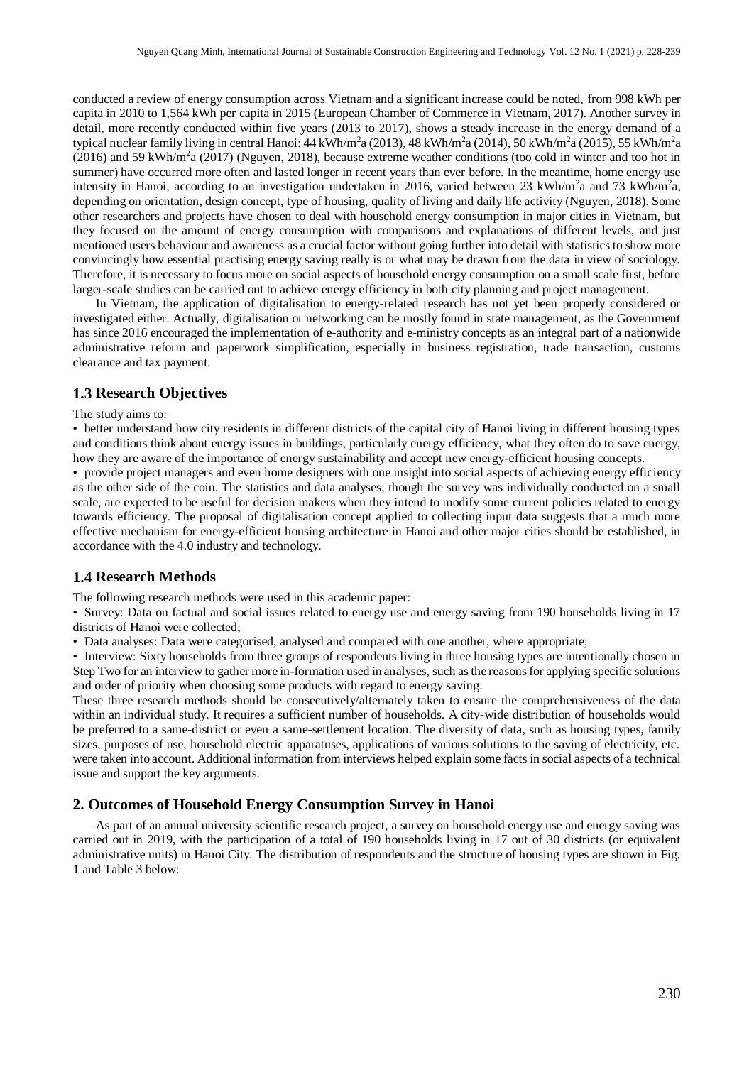conducted a review of energy consumption across Vietnam and a significant increase could be noted, from 998 kWh per capita in 2010 to 1,564 kWh per capita in 2015 (European Chamber of Commerce in Vietnam, 2017). Another survey in detail, more recently conducted within five years (2013 to 2017), shows a steady increase in the energy demand of a typical nuclear family living in central Hanoi: 44 kWh/m$^2$a (2013), 48 kWh/m$^2$a (2014), 50 kWh/m$^2$a (2015), 55 kWh/m$^2$a (2016) and 59 kWh/m$^2$a (2017) (Nguyen, 2018), because extreme weather conditions (too cold in winter and too hot in summer) have occurred more often and lasted longer in recent years than ever before. In the meantime, home energy use intensity in Hanoi, according to an investigation undertaken in 2016, varied between 23 kWh/m$^2$a and 73 kWh/m$^2$a, depending on orientation, design concept, type of housing, quality of living and daily life activity (Nguyen, 2018). Some other researchers and projects have chosen to deal with household energy consumption in major cities in Vietnam, but they focused on the amount of energy consumption with comparisons and explanations of different levels, and just mentioned users behaviour and awareness as a crucial factor without going further into detail with statistics to show more convincingly how essential practising energy saving really is or what may be drawn from the data in view of sociology. Therefore, it is necessary to focus more on social aspects of household energy consumption on a small scale first, before larger-scale studies can be carried out to achieve energy efficiency in both city planning and project management.

In Vietnam, the application of digitalisation to energy-related research has not yet been properly considered or investigated either. Actually, digitalisation or networking can be mostly found in state management, as the Government has since 2016 encouraged the implementation of e-authority and e-ministry concepts as an integral part of a nationwide administrative reform and paperwork simplification, especially in business registration, trade transaction, customs clearance and tax payment.

## 1.3 Research Objectives

The study aims to:

• better understand how city residents in different districts of the capital city of Hanoi living in different housing types and conditions think about energy issues in buildings, particularly energy efficiency, what they often do to save energy, how they are aware of the importance of energy sustainability and accept new energy-efficient housing concepts.

• provide project managers and even home designers with one insight into social aspects of achieving energy efficiency as the other side of the coin. The statistics and data analyses, though the survey was individually conducted on a small scale, are expected to be useful for decision makers when they intend to modify some current policies related to energy towards efficiency. The proposal of digitalisation concept applied to collecting input data suggests that a much more effective mechanism for energy-efficient housing architecture in Hanoi and other major cities should be established, in accordance with the 4.0 industry and technology.

## 1.4 Research Methods

The following research methods were used in this academic paper:

• Survey: Data on factual and social issues related to energy use and energy saving from 190 households living in 17 districts of Hanoi were collected;

• Data analyses: Data were categorised, analysed and compared with one another, where appropriate;

• Interview: Sixty households from three groups of respondents living in three housing types are intentionally chosen in Step Two for an interview to gather more in-formation used in analyses, such as the reasons for applying specific solutions and order of priority when choosing some products with regard to energy saving.

These three research methods should be consecutively/alternately taken to ensure the comprehensiveness of the data within an individual study. It requires a sufficient number of households. A city-wide distribution of households would be preferred to a same-district or even a same-settlement location. The diversity of data, such as housing types, family sizes, purposes of use, household electric apparatuses, applications of various solutions to the saving of electricity, etc. were taken into account. Additional information from interviews helped explain some facts in social aspects of a technical issue and support the key arguments.

# 2. Outcomes of Household Energy Consumption Survey in Hanoi

As part of an annual university scientific research project, a survey on household energy use and energy saving was carried out in 2019, with the participation of a total of 190 households living in 17 out of 30 districts (or equivalent administrative units) in Hanoi City. The distribution of respondents and the structure of housing types are shown in Fig. 1 and Table 3 below: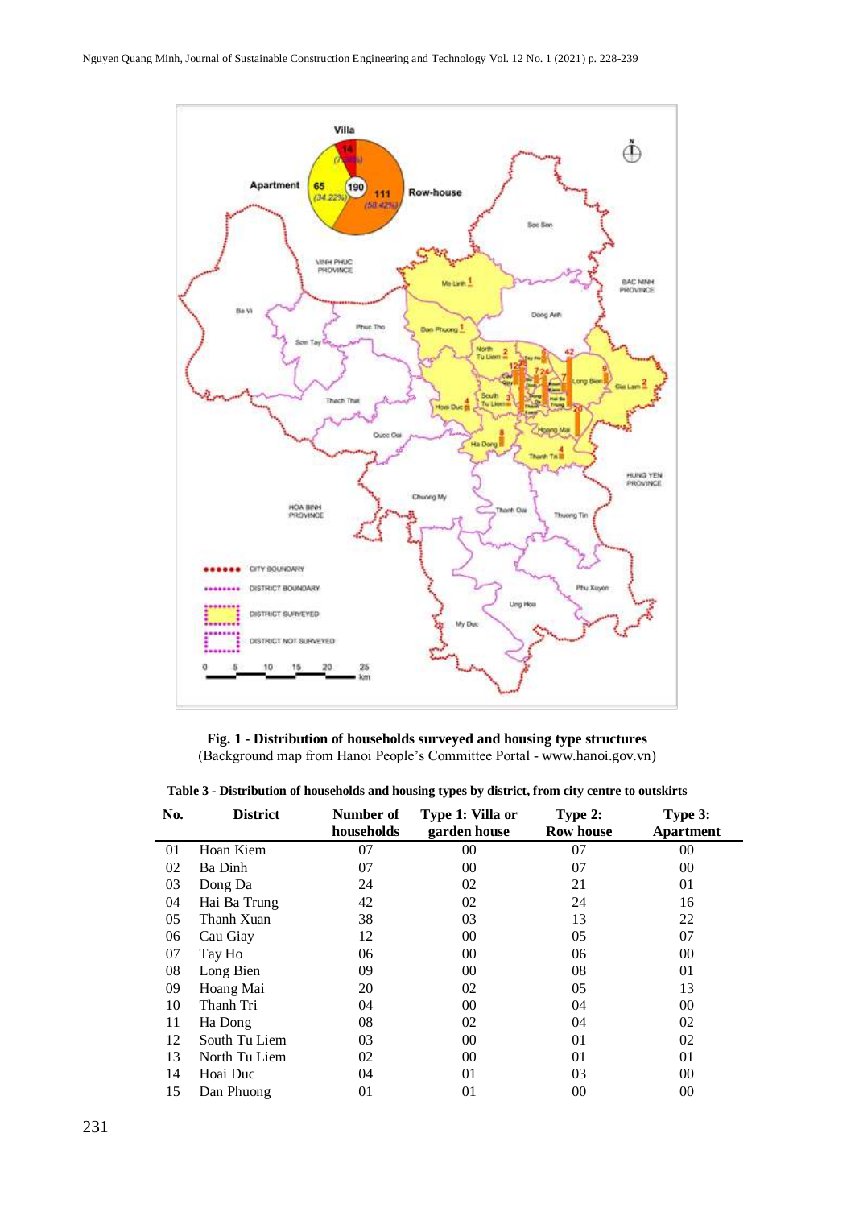**Fig. 1 - Distribution of households surveyed and housing type structures**
(Background map from Hanoi People's Committee Portal - www.hanoi.gov.vn)

**Table 3 - Distribution of households and housing types by district, from city centre to outskirts**

| No. | District | Number of households | Type 1: Villa or garden house | Type 2: Row house | Type 3: Apartment |
|---|---|---|---|---|---|
| 01 | Hoan Kiem | 07 | 00 | 07 | 00 |
| 02 | Ba Dinh | 07 | 00 | 07 | 00 |
| 03 | Dong Da | 24 | 02 | 21 | 01 |
| 04 | Hai Ba Trung | 42 | 02 | 24 | 16 |
| 05 | Thanh Xuan | 38 | 03 | 13 | 22 |
| 06 | Cau Giay | 12 | 00 | 05 | 07 |
| 07 | Tay Ho | 06 | 00 | 06 | 00 |
| 08 | Long Bien | 09 | 00 | 08 | 01 |
| 09 | Hoang Mai | 20 | 02 | 05 | 13 |
| 10 | Thanh Tri | 04 | 00 | 04 | 00 |
| 11 | Ha Dong | 08 | 02 | 04 | 02 |
| 12 | South Tu Liem | 03 | 00 | 01 | 02 |
| 13 | North Tu Liem | 02 | 00 | 01 | 01 |
| 14 | Hoai Duc | 04 | 01 | 03 | 00 |
| 15 | Dan Phuong | 01 | 01 | 00 | 00 |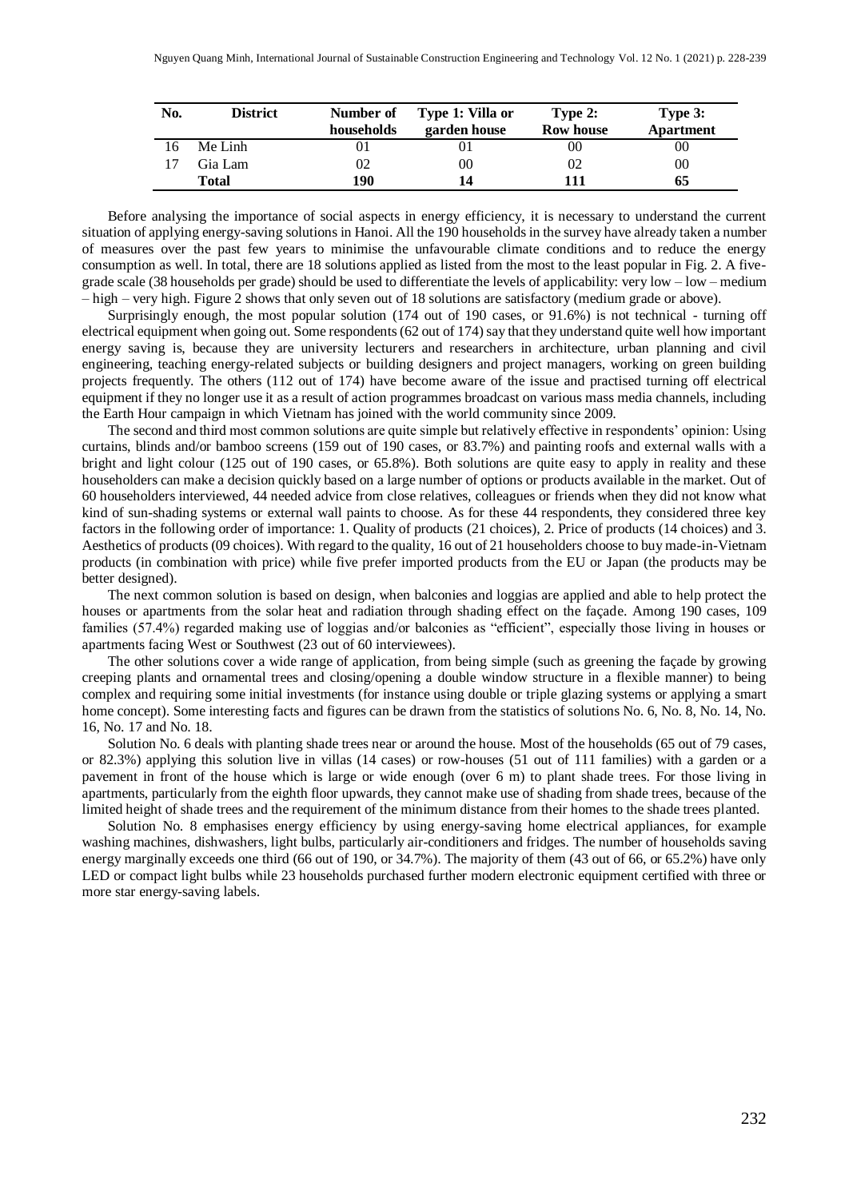| No. | District | Number of households | Type 1: Villa or garden house | Type 2: Row house | Type 3: Apartment |
|---|---|---|---|---|---|
| 16 | Me Linh | 01 | 01 | 00 | 00 |
| 17 | Gia Lam | 02 | 00 | 02 | 00 |
| | **Total** | **190** | **14** | **111** | **65** |

Before analysing the importance of social aspects in energy efficiency, it is necessary to understand the current situation of applying energy-saving solutions in Hanoi. All the 190 households in the survey have already taken a number of measures over the past few years to minimise the unfavourable climate conditions and to reduce the energy consumption as well. In total, there are 18 solutions applied as listed from the most to the least popular in Fig. 2. A five-grade scale (38 households per grade) should be used to differentiate the levels of applicability: very low – low – medium – high – very high. Figure 2 shows that only seven out of 18 solutions are satisfactory (medium grade or above).

Surprisingly enough, the most popular solution (174 out of 190 cases, or 91.6%) is not technical - turning off electrical equipment when going out. Some respondents (62 out of 174) say that they understand quite well how important energy saving is, because they are university lecturers and researchers in architecture, urban planning and civil engineering, teaching energy-related subjects or building designers and project managers, working on green building projects frequently. The others (112 out of 174) have become aware of the issue and practised turning off electrical equipment if they no longer use it as a result of action programmes broadcast on various mass media channels, including the Earth Hour campaign in which Vietnam has joined with the world community since 2009.

The second and third most common solutions are quite simple but relatively effective in respondents' opinion: Using curtains, blinds and/or bamboo screens (159 out of 190 cases, or 83.7%) and painting roofs and external walls with a bright and light colour (125 out of 190 cases, or 65.8%). Both solutions are quite easy to apply in reality and these householders can make a decision quickly based on a large number of options or products available in the market. Out of 60 householders interviewed, 44 needed advice from close relatives, colleagues or friends when they did not know what kind of sun-shading systems or external wall paints to choose. As for these 44 respondents, they considered three key factors in the following order of importance: 1. Quality of products (21 choices), 2. Price of products (14 choices) and 3. Aesthetics of products (09 choices). With regard to the quality, 16 out of 21 householders choose to buy made-in-Vietnam products (in combination with price) while five prefer imported products from the EU or Japan (the products may be better designed).

The next common solution is based on design, when balconies and loggias are applied and able to help protect the houses or apartments from the solar heat and radiation through shading effect on the façade. Among 190 cases, 109 families (57.4%) regarded making use of loggias and/or balconies as "efficient", especially those living in houses or apartments facing West or Southwest (23 out of 60 interviewees).

The other solutions cover a wide range of application, from being simple (such as greening the façade by growing creeping plants and ornamental trees and closing/opening a double window structure in a flexible manner) to being complex and requiring some initial investments (for instance using double or triple glazing systems or applying a smart home concept). Some interesting facts and figures can be drawn from the statistics of solutions No. 6, No. 8, No. 14, No. 16, No. 17 and No. 18.

Solution No. 6 deals with planting shade trees near or around the house. Most of the households (65 out of 79 cases, or 82.3%) applying this solution live in villas (14 cases) or row-houses (51 out of 111 families) with a garden or a pavement in front of the house which is large or wide enough (over 6 m) to plant shade trees. For those living in apartments, particularly from the eighth floor upwards, they cannot make use of shading from shade trees, because of the limited height of shade trees and the requirement of the minimum distance from their homes to the shade trees planted.

Solution No. 8 emphasises energy efficiency by using energy-saving home electrical appliances, for example washing machines, dishwashers, light bulbs, particularly air-conditioners and fridges. The number of households saving energy marginally exceeds one third (66 out of 190, or 34.7%). The majority of them (43 out of 66, or 65.2%) have only LED or compact light bulbs while 23 households purchased further modern electronic equipment certified with three or more star energy-saving labels.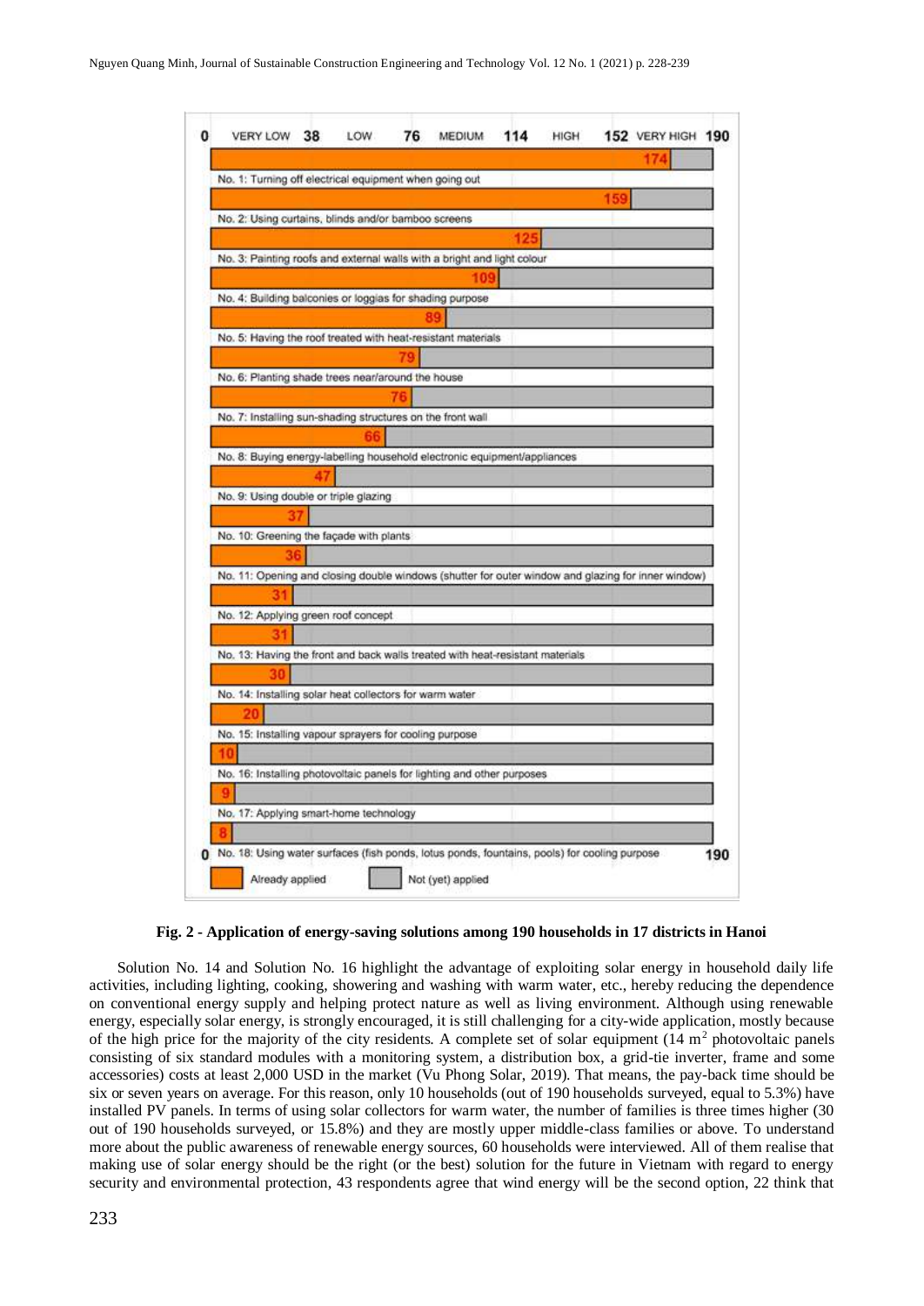| Solution | Already applied (households out of 190) |
|---|---|
| No. 1: Turning off electrical equipment when going out | 174 |
| No. 2: Using curtains, blinds and/or bamboo screens | 159 |
| No. 3: Painting roofs and external walls with a bright and light colour | 125 |
| No. 4: Building balconies or loggias for shading purpose | 109 |
| No. 5: Having the roof treated with heat-resistant materials | 89 |
| No. 6: Planting shade trees near/around the house | 79 |
| No. 7: Installing sun-shading structures on the front wall | 76 |
| No. 8: Buying energy-labelling household electronic equipment/appliances | 66 |
| No. 9: Using double or triple glazing | 47 |
| No. 10: Greening the façade with plants | 37 |
| No. 11: Opening and closing double windows (shutter for outer window and glazing for inner window) | 36 |
| No. 12: Applying green roof concept | 31 |
| No. 13: Having the front and back walls treated with heat-resistant materials | 31 |
| No. 14: Installing solar heat collectors for warm water | 30 |
| No. 15: Installing vapour sprayers for cooling purpose | 20 |
| No. 16: Installing photovoltaic panels for lighting and other purposes | 10 |
| No. 17: Applying smart-home technology | 9 |
| No. 18: Using water surfaces (fish ponds, lotus ponds, fountains, pools) for cooling purpose | 8 |

Scale: 0 – VERY LOW – 38 – LOW – 76 – MEDIUM – 114 – HIGH – 152 – VERY HIGH – 190. Legend: Already applied; Not (yet) applied.

**Fig. 2 - Application of energy-saving solutions among 190 households in 17 districts in Hanoi**

Solution No. 14 and Solution No. 16 highlight the advantage of exploiting solar energy in household daily life activities, including lighting, cooking, showering and washing with warm water, etc., hereby reducing the dependence on conventional energy supply and helping protect nature as well as living environment. Although using renewable energy, especially solar energy, is strongly encouraged, it is still challenging for a city-wide application, mostly because of the high price for the majority of the city residents. A complete set of solar equipment (14 $m^2$ photovoltaic panels consisting of six standard modules with a monitoring system, a distribution box, a grid-tie inverter, frame and some accessories) costs at least 2,000 USD in the market (Vu Phong Solar, 2019). That means, the pay-back time should be six or seven years on average. For this reason, only 10 households (out of 190 households surveyed, equal to 5.3%) have installed PV panels. In terms of using solar collectors for warm water, the number of families is three times higher (30 out of 190 households surveyed, or 15.8%) and they are mostly upper middle-class families or above. To understand more about the public awareness of renewable energy sources, 60 households were interviewed. All of them realise that making use of solar energy should be the right (or the best) solution for the future in Vietnam with regard to energy security and environmental protection, 43 respondents agree that wind energy will be the second option, 22 think that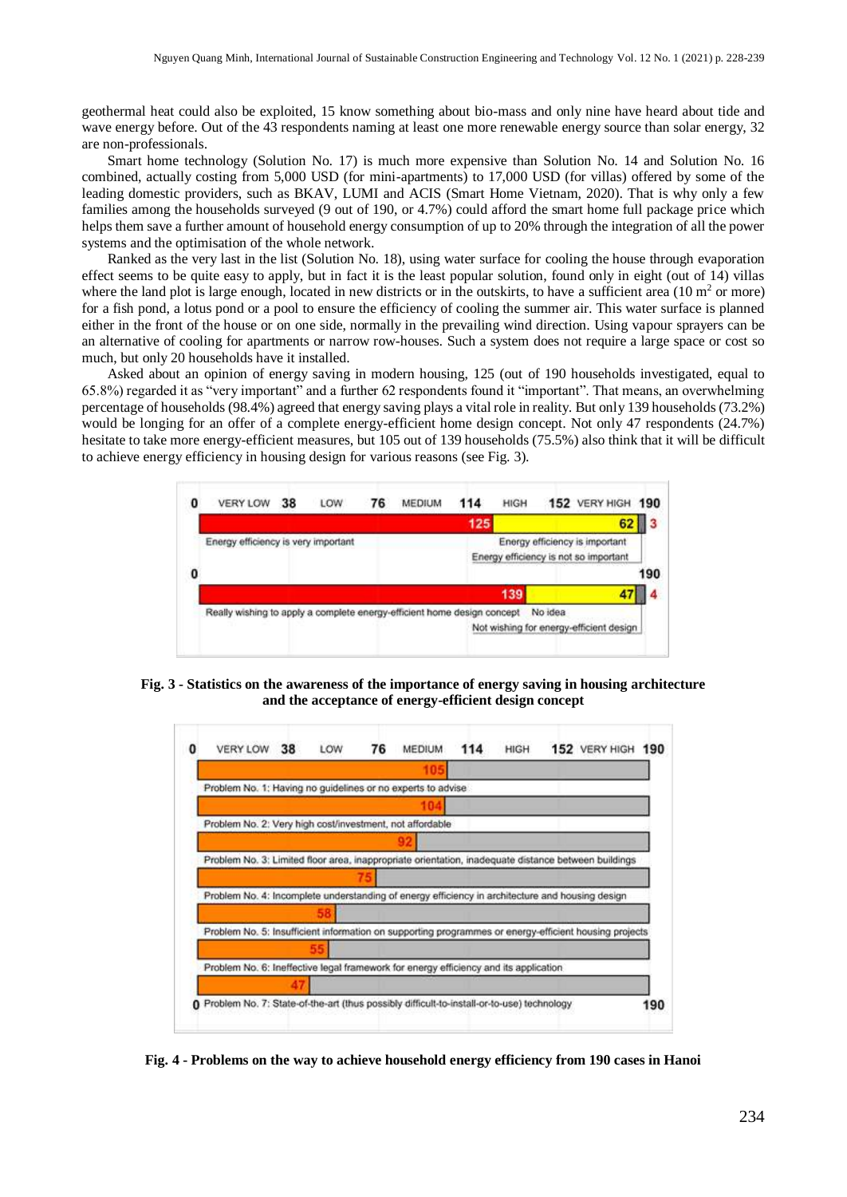geothermal heat could also be exploited, 15 know something about bio-mass and only nine have heard about tide and wave energy before. Out of the 43 respondents naming at least one more renewable energy source than solar energy, 32 are non-professionals.

Smart home technology (Solution No. 17) is much more expensive than Solution No. 14 and Solution No. 16 combined, actually costing from 5,000 USD (for mini-apartments) to 17,000 USD (for villas) offered by some of the leading domestic providers, such as BKAV, LUMI and ACIS (Smart Home Vietnam, 2020). That is why only a few families among the households surveyed (9 out of 190, or 4.7%) could afford the smart home full package price which helps them save a further amount of household energy consumption of up to 20% through the integration of all the power systems and the optimisation of the whole network.

Ranked as the very last in the list (Solution No. 18), using water surface for cooling the house through evaporation effect seems to be quite easy to apply, but in fact it is the least popular solution, found only in eight (out of 14) villas where the land plot is large enough, located in new districts or in the outskirts, to have a sufficient area (10 m$^2$ or more) for a fish pond, a lotus pond or a pool to ensure the efficiency of cooling the summer air. This water surface is planned either in the front of the house or on one side, normally in the prevailing wind direction. Using vapour sprayers can be an alternative of cooling for apartments or narrow row-houses. Such a system does not require a large space or cost so much, but only 20 households have it installed.

Asked about an opinion of energy saving in modern housing, 125 (out of 190 households investigated, equal to 65.8%) regarded it as "very important" and a further 62 respondents found it "important". That means, an overwhelming percentage of households (98.4%) agreed that energy saving plays a vital role in reality. But only 139 households (73.2%) would be longing for an offer of a complete energy-efficient home design concept. Not only 47 respondents (24.7%) hesitate to take more energy-efficient measures, but 105 out of 139 households (75.5%) also think that it will be difficult to achieve energy efficiency in housing design for various reasons (see Fig. 3).

| Awareness / acceptance | Count (out of 190) |
|---|---|
| Energy efficiency is very important | 125 |
| Energy efficiency is important | 62 |
| Energy efficiency is not so important | 3 |
| Really wishing to apply a complete energy-efficient home design concept | 139 |
| No idea | 47 |
| Not wishing for energy-efficient design | 4 |

**Fig. 3 - Statistics on the awareness of the importance of energy saving in housing architecture and the acceptance of energy-efficient design concept**

| Problem | Count (out of 190) |
|---|---|
| Problem No. 1: Having no guidelines or no experts to advise | 105 |
| Problem No. 2: Very high cost/investment, not affordable | 104 |
| Problem No. 3: Limited floor area, inappropriate orientation, inadequate distance between buildings | 92 |
| Problem No. 4: Incomplete understanding of energy efficiency in architecture and housing design | 75 |
| Problem No. 5: Insufficient information on supporting programmes or energy-efficient housing projects | 58 |
| Problem No. 6: Ineffective legal framework for energy efficiency and its application | 55 |
| Problem No. 7: State-of-the-art (thus possibly difficult-to-install-or-to-use) technology | 47 |

**Fig. 4 - Problems on the way to achieve household energy efficiency from 190 cases in Hanoi**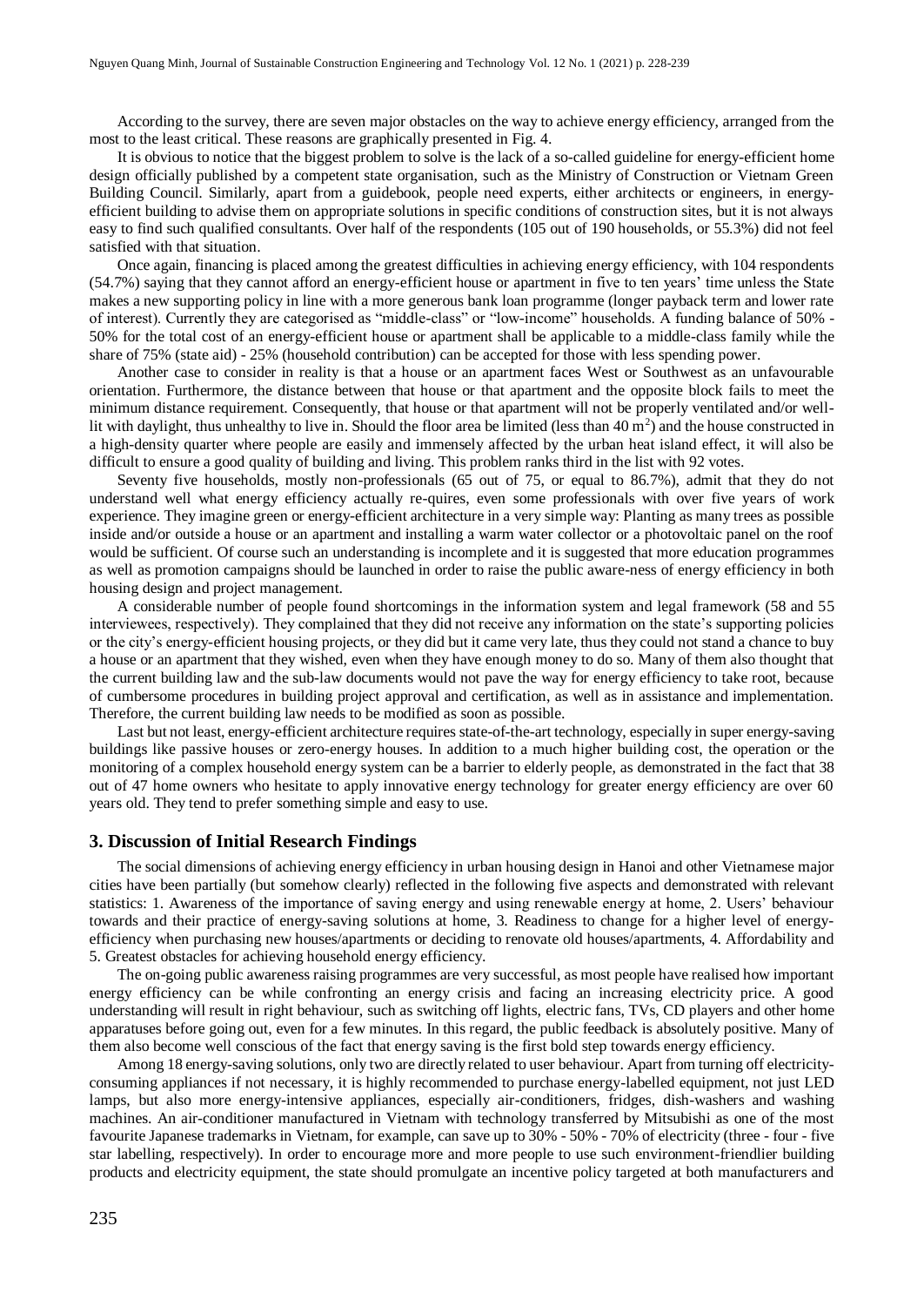According to the survey, there are seven major obstacles on the way to achieve energy efficiency, arranged from the most to the least critical. These reasons are graphically presented in Fig. 4.

It is obvious to notice that the biggest problem to solve is the lack of a so-called guideline for energy-efficient home design officially published by a competent state organisation, such as the Ministry of Construction or Vietnam Green Building Council. Similarly, apart from a guidebook, people need experts, either architects or engineers, in energy-efficient building to advise them on appropriate solutions in specific conditions of construction sites, but it is not always easy to find such qualified consultants. Over half of the respondents (105 out of 190 households, or 55.3%) did not feel satisfied with that situation.

Once again, financing is placed among the greatest difficulties in achieving energy efficiency, with 104 respondents (54.7%) saying that they cannot afford an energy-efficient house or apartment in five to ten years' time unless the State makes a new supporting policy in line with a more generous bank loan programme (longer payback term and lower rate of interest). Currently they are categorised as "middle-class" or "low-income" households. A funding balance of 50% - 50% for the total cost of an energy-efficient house or apartment shall be applicable to a middle-class family while the share of 75% (state aid) - 25% (household contribution) can be accepted for those with less spending power.

Another case to consider in reality is that a house or an apartment faces West or Southwest as an unfavourable orientation. Furthermore, the distance between that house or that apartment and the opposite block fails to meet the minimum distance requirement. Consequently, that house or that apartment will not be properly ventilated and/or well-lit with daylight, thus unhealthy to live in. Should the floor area be limited (less than 40 $m^2$) and the house constructed in a high-density quarter where people are easily and immensely affected by the urban heat island effect, it will also be difficult to ensure a good quality of building and living. This problem ranks third in the list with 92 votes.

Seventy five households, mostly non-professionals (65 out of 75, or equal to 86.7%), admit that they do not understand well what energy efficiency actually re-quires, even some professionals with over five years of work experience. They imagine green or energy-efficient architecture in a very simple way: Planting as many trees as possible inside and/or outside a house or an apartment and installing a warm water collector or a photovoltaic panel on the roof would be sufficient. Of course such an understanding is incomplete and it is suggested that more education programmes as well as promotion campaigns should be launched in order to raise the public aware-ness of energy efficiency in both housing design and project management.

A considerable number of people found shortcomings in the information system and legal framework (58 and 55 interviewees, respectively). They complained that they did not receive any information on the state's supporting policies or the city's energy-efficient housing projects, or they did but it came very late, thus they could not stand a chance to buy a house or an apartment that they wished, even when they have enough money to do so. Many of them also thought that the current building law and the sub-law documents would not pave the way for energy efficiency to take root, because of cumbersome procedures in building project approval and certification, as well as in assistance and implementation. Therefore, the current building law needs to be modified as soon as possible.

Last but not least, energy-efficient architecture requires state-of-the-art technology, especially in super energy-saving buildings like passive houses or zero-energy houses. In addition to a much higher building cost, the operation or the monitoring of a complex household energy system can be a barrier to elderly people, as demonstrated in the fact that 38 out of 47 home owners who hesitate to apply innovative energy technology for greater energy efficiency are over 60 years old. They tend to prefer something simple and easy to use.

## 3. Discussion of Initial Research Findings

The social dimensions of achieving energy efficiency in urban housing design in Hanoi and other Vietnamese major cities have been partially (but somehow clearly) reflected in the following five aspects and demonstrated with relevant statistics: 1. Awareness of the importance of saving energy and using renewable energy at home, 2. Users' behaviour towards and their practice of energy-saving solutions at home, 3. Readiness to change for a higher level of energy-efficiency when purchasing new houses/apartments or deciding to renovate old houses/apartments, 4. Affordability and 5. Greatest obstacles for achieving household energy efficiency.

The on-going public awareness raising programmes are very successful, as most people have realised how important energy efficiency can be while confronting an energy crisis and facing an increasing electricity price. A good understanding will result in right behaviour, such as switching off lights, electric fans, TVs, CD players and other home apparatuses before going out, even for a few minutes. In this regard, the public feedback is absolutely positive. Many of them also become well conscious of the fact that energy saving is the first bold step towards energy efficiency.

Among 18 energy-saving solutions, only two are directly related to user behaviour. Apart from turning off electricity-consuming appliances if not necessary, it is highly recommended to purchase energy-labelled equipment, not just LED lamps, but also more energy-intensive appliances, especially air-conditioners, fridges, dish-washers and washing machines. An air-conditioner manufactured in Vietnam with technology transferred by Mitsubishi as one of the most favourite Japanese trademarks in Vietnam, for example, can save up to 30% - 50% - 70% of electricity (three - four - five star labelling, respectively). In order to encourage more and more people to use such environment-friendlier building products and electricity equipment, the state should promulgate an incentive policy targeted at both manufacturers and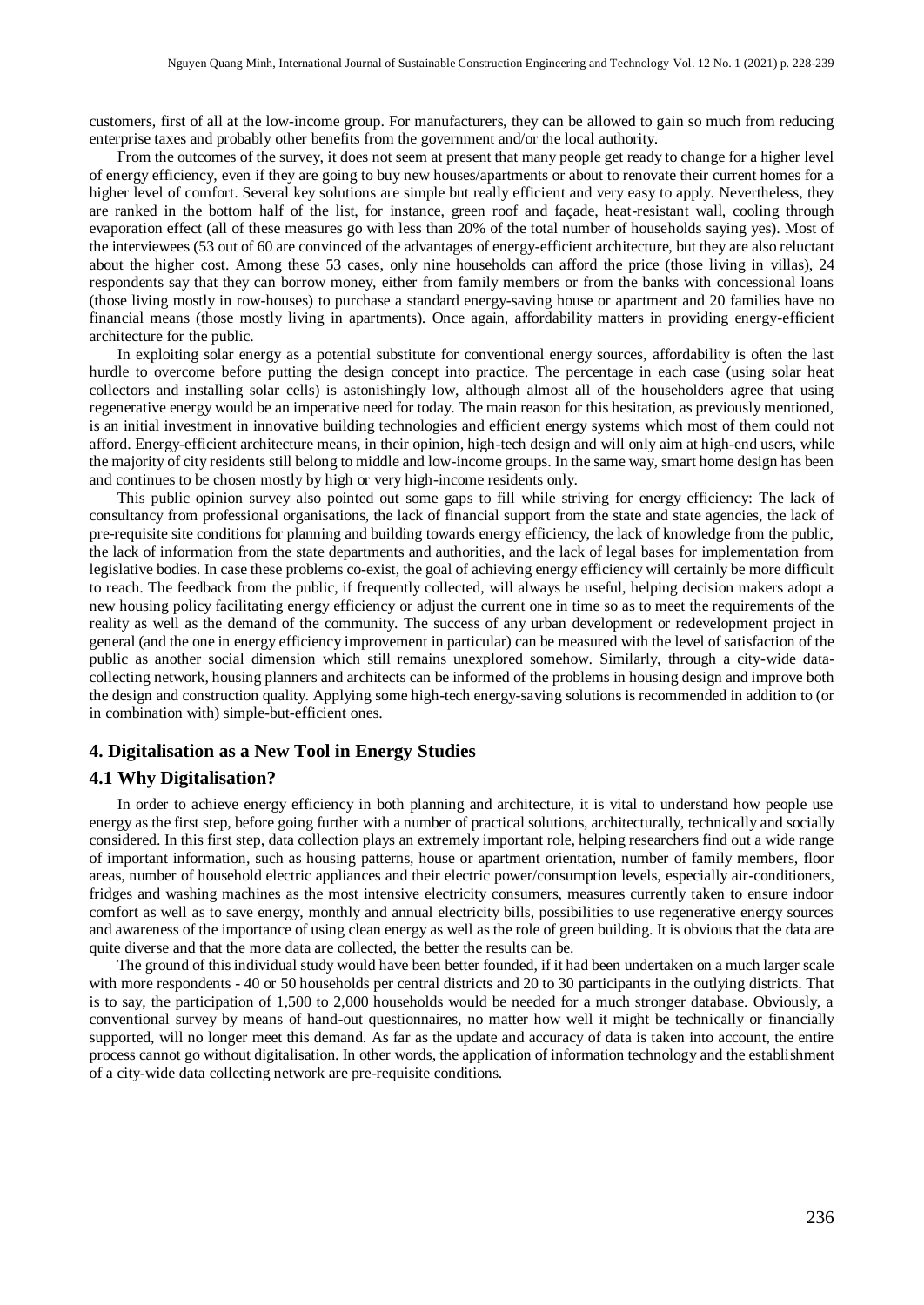customers, first of all at the low-income group. For manufacturers, they can be allowed to gain so much from reducing enterprise taxes and probably other benefits from the government and/or the local authority.

From the outcomes of the survey, it does not seem at present that many people get ready to change for a higher level of energy efficiency, even if they are going to buy new houses/apartments or about to renovate their current homes for a higher level of comfort. Several key solutions are simple but really efficient and very easy to apply. Nevertheless, they are ranked in the bottom half of the list, for instance, green roof and façade, heat-resistant wall, cooling through evaporation effect (all of these measures go with less than 20% of the total number of households saying yes). Most of the interviewees (53 out of 60 are convinced of the advantages of energy-efficient architecture, but they are also reluctant about the higher cost. Among these 53 cases, only nine households can afford the price (those living in villas), 24 respondents say that they can borrow money, either from family members or from the banks with concessional loans (those living mostly in row-houses) to purchase a standard energy-saving house or apartment and 20 families have no financial means (those mostly living in apartments). Once again, affordability matters in providing energy-efficient architecture for the public.

In exploiting solar energy as a potential substitute for conventional energy sources, affordability is often the last hurdle to overcome before putting the design concept into practice. The percentage in each case (using solar heat collectors and installing solar cells) is astonishingly low, although almost all of the householders agree that using regenerative energy would be an imperative need for today. The main reason for this hesitation, as previously mentioned, is an initial investment in innovative building technologies and efficient energy systems which most of them could not afford. Energy-efficient architecture means, in their opinion, high-tech design and will only aim at high-end users, while the majority of city residents still belong to middle and low-income groups. In the same way, smart home design has been and continues to be chosen mostly by high or very high-income residents only.

This public opinion survey also pointed out some gaps to fill while striving for energy efficiency: The lack of consultancy from professional organisations, the lack of financial support from the state and state agencies, the lack of pre-requisite site conditions for planning and building towards energy efficiency, the lack of knowledge from the public, the lack of information from the state departments and authorities, and the lack of legal bases for implementation from legislative bodies. In case these problems co-exist, the goal of achieving energy efficiency will certainly be more difficult to reach. The feedback from the public, if frequently collected, will always be useful, helping decision makers adopt a new housing policy facilitating energy efficiency or adjust the current one in time so as to meet the requirements of the reality as well as the demand of the community. The success of any urban development or redevelopment project in general (and the one in energy efficiency improvement in particular) can be measured with the level of satisfaction of the public as another social dimension which still remains unexplored somehow. Similarly, through a city-wide data-collecting network, housing planners and architects can be informed of the problems in housing design and improve both the design and construction quality. Applying some high-tech energy-saving solutions is recommended in addition to (or in combination with) simple-but-efficient ones.

## 4. Digitalisation as a New Tool in Energy Studies

### 4.1 Why Digitalisation?

In order to achieve energy efficiency in both planning and architecture, it is vital to understand how people use energy as the first step, before going further with a number of practical solutions, architecturally, technically and socially considered. In this first step, data collection plays an extremely important role, helping researchers find out a wide range of important information, such as housing patterns, house or apartment orientation, number of family members, floor areas, number of household electric appliances and their electric power/consumption levels, especially air-conditioners, fridges and washing machines as the most intensive electricity consumers, measures currently taken to ensure indoor comfort as well as to save energy, monthly and annual electricity bills, possibilities to use regenerative energy sources and awareness of the importance of using clean energy as well as the role of green building. It is obvious that the data are quite diverse and that the more data are collected, the better the results can be.

The ground of this individual study would have been better founded, if it had been undertaken on a much larger scale with more respondents - 40 or 50 households per central districts and 20 to 30 participants in the outlying districts. That is to say, the participation of 1,500 to 2,000 households would be needed for a much stronger database. Obviously, a conventional survey by means of hand-out questionnaires, no matter how well it might be technically or financially supported, will no longer meet this demand. As far as the update and accuracy of data is taken into account, the entire process cannot go without digitalisation. In other words, the application of information technology and the establishment of a city-wide data collecting network are pre-requisite conditions.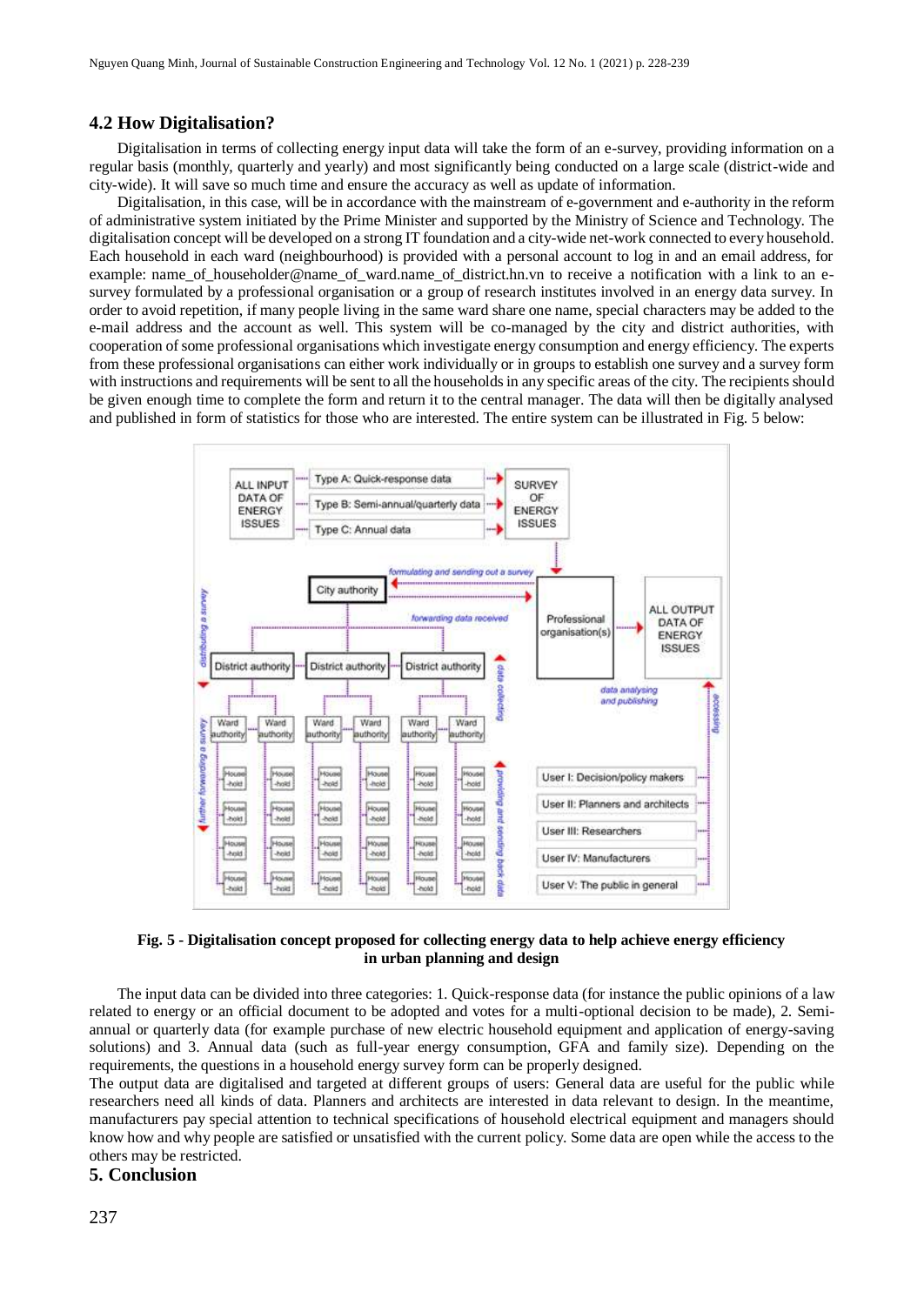## 4.2 How Digitalisation?

Digitalisation in terms of collecting energy input data will take the form of an e-survey, providing information on a regular basis (monthly, quarterly and yearly) and most significantly being conducted on a large scale (district-wide and city-wide). It will save so much time and ensure the accuracy as well as update of information.

Digitalisation, in this case, will be in accordance with the mainstream of e-government and e-authority in the reform of administrative system initiated by the Prime Minister and supported by the Ministry of Science and Technology. The digitalisation concept will be developed on a strong IT foundation and a city-wide net-work connected to every household. Each household in each ward (neighbourhood) is provided with a personal account to log in and an email address, for example: name_of_householder@name_of_ward.name_of_district.hn.vn to receive a notification with a link to an e-survey formulated by a professional organisation or a group of research institutes involved in an energy data survey. In order to avoid repetition, if many people living in the same ward share one name, special characters may be added to the e-mail address and the account as well. This system will be co-managed by the city and district authorities, with cooperation of some professional organisations which investigate energy consumption and energy efficiency. The experts from these professional organisations can either work individually or in groups to establish one survey and a survey form with instructions and requirements will be sent to all the households in any specific areas of the city. The recipients should be given enough time to complete the form and return it to the central manager. The data will then be digitally analysed and published in form of statistics for those who are interested. The entire system can be illustrated in Fig. 5 below:

**Fig. 5 - Digitalisation concept proposed for collecting energy data to help achieve energy efficiency in urban planning and design**

The input data can be divided into three categories: 1. Quick-response data (for instance the public opinions of a law related to energy or an official document to be adopted and votes for a multi-optional decision to be made), 2. Semi-annual or quarterly data (for example purchase of new electric household equipment and application of energy-saving solutions) and 3. Annual data (such as full-year energy consumption, GFA and family size). Depending on the requirements, the questions in a household energy survey form can be properly designed.

The output data are digitalised and targeted at different groups of users: General data are useful for the public while researchers need all kinds of data. Planners and architects are interested in data relevant to design. In the meantime, manufacturers pay special attention to technical specifications of household electrical equipment and managers should know how and why people are satisfied or unsatisfied with the current policy. Some data are open while the access to the others may be restricted.

## 5. Conclusion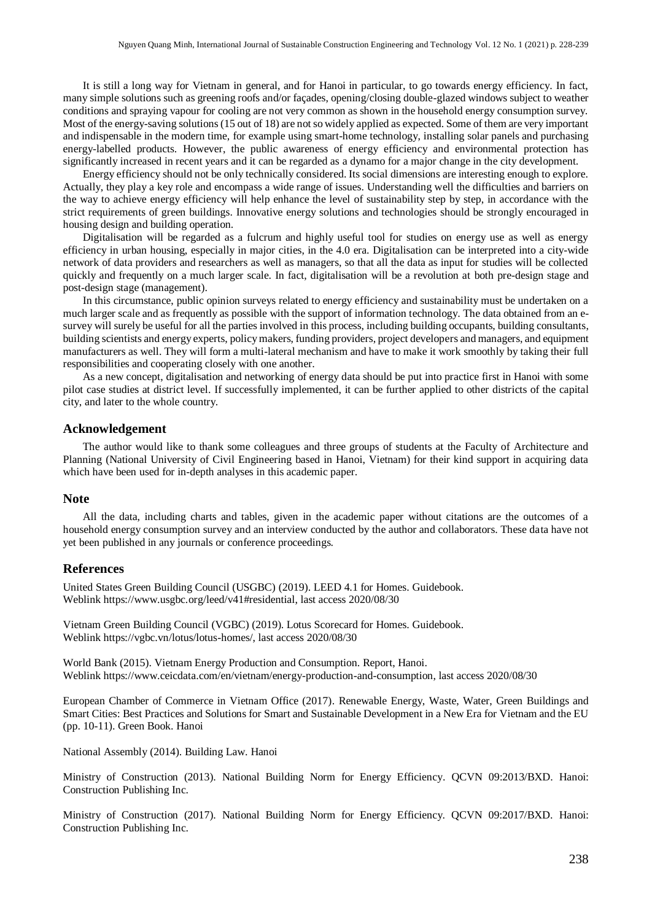It is still a long way for Vietnam in general, and for Hanoi in particular, to go towards energy efficiency. In fact, many simple solutions such as greening roofs and/or façades, opening/closing double-glazed windows subject to weather conditions and spraying vapour for cooling are not very common as shown in the household energy consumption survey. Most of the energy-saving solutions (15 out of 18) are not so widely applied as expected. Some of them are very important and indispensable in the modern time, for example using smart-home technology, installing solar panels and purchasing energy-labelled products. However, the public awareness of energy efficiency and environmental protection has significantly increased in recent years and it can be regarded as a dynamo for a major change in the city development.

Energy efficiency should not be only technically considered. Its social dimensions are interesting enough to explore. Actually, they play a key role and encompass a wide range of issues. Understanding well the difficulties and barriers on the way to achieve energy efficiency will help enhance the level of sustainability step by step, in accordance with the strict requirements of green buildings. Innovative energy solutions and technologies should be strongly encouraged in housing design and building operation.

Digitalisation will be regarded as a fulcrum and highly useful tool for studies on energy use as well as energy efficiency in urban housing, especially in major cities, in the 4.0 era. Digitalisation can be interpreted into a city-wide network of data providers and researchers as well as managers, so that all the data as input for studies will be collected quickly and frequently on a much larger scale. In fact, digitalisation will be a revolution at both pre-design stage and post-design stage (management).

In this circumstance, public opinion surveys related to energy efficiency and sustainability must be undertaken on a much larger scale and as frequently as possible with the support of information technology. The data obtained from an e-survey will surely be useful for all the parties involved in this process, including building occupants, building consultants, building scientists and energy experts, policy makers, funding providers, project developers and managers, and equipment manufacturers as well. They will form a multi-lateral mechanism and have to make it work smoothly by taking their full responsibilities and cooperating closely with one another.

As a new concept, digitalisation and networking of energy data should be put into practice first in Hanoi with some pilot case studies at district level. If successfully implemented, it can be further applied to other districts of the capital city, and later to the whole country.

## Acknowledgement

The author would like to thank some colleagues and three groups of students at the Faculty of Architecture and Planning (National University of Civil Engineering based in Hanoi, Vietnam) for their kind support in acquiring data which have been used for in-depth analyses in this academic paper.

## Note

All the data, including charts and tables, given in the academic paper without citations are the outcomes of a household energy consumption survey and an interview conducted by the author and collaborators. These data have not yet been published in any journals or conference proceedings.

## References

United States Green Building Council (USGBC) (2019). LEED 4.1 for Homes. Guidebook.
Weblink https://www.usgbc.org/leed/v41#residential, last access 2020/08/30

Vietnam Green Building Council (VGBC) (2019). Lotus Scorecard for Homes. Guidebook.
Weblink https://vgbc.vn/lotus/lotus-homes/, last access 2020/08/30

World Bank (2015). Vietnam Energy Production and Consumption. Report, Hanoi.
Weblink https://www.ceicdata.com/en/vietnam/energy-production-and-consumption, last access 2020/08/30

European Chamber of Commerce in Vietnam Office (2017). Renewable Energy, Waste, Water, Green Buildings and Smart Cities: Best Practices and Solutions for Smart and Sustainable Development in a New Era for Vietnam and the EU (pp. 10-11). Green Book. Hanoi

National Assembly (2014). Building Law. Hanoi

Ministry of Construction (2013). National Building Norm for Energy Efficiency. QCVN 09:2013/BXD. Hanoi: Construction Publishing Inc.

Ministry of Construction (2017). National Building Norm for Energy Efficiency. QCVN 09:2017/BXD. Hanoi: Construction Publishing Inc.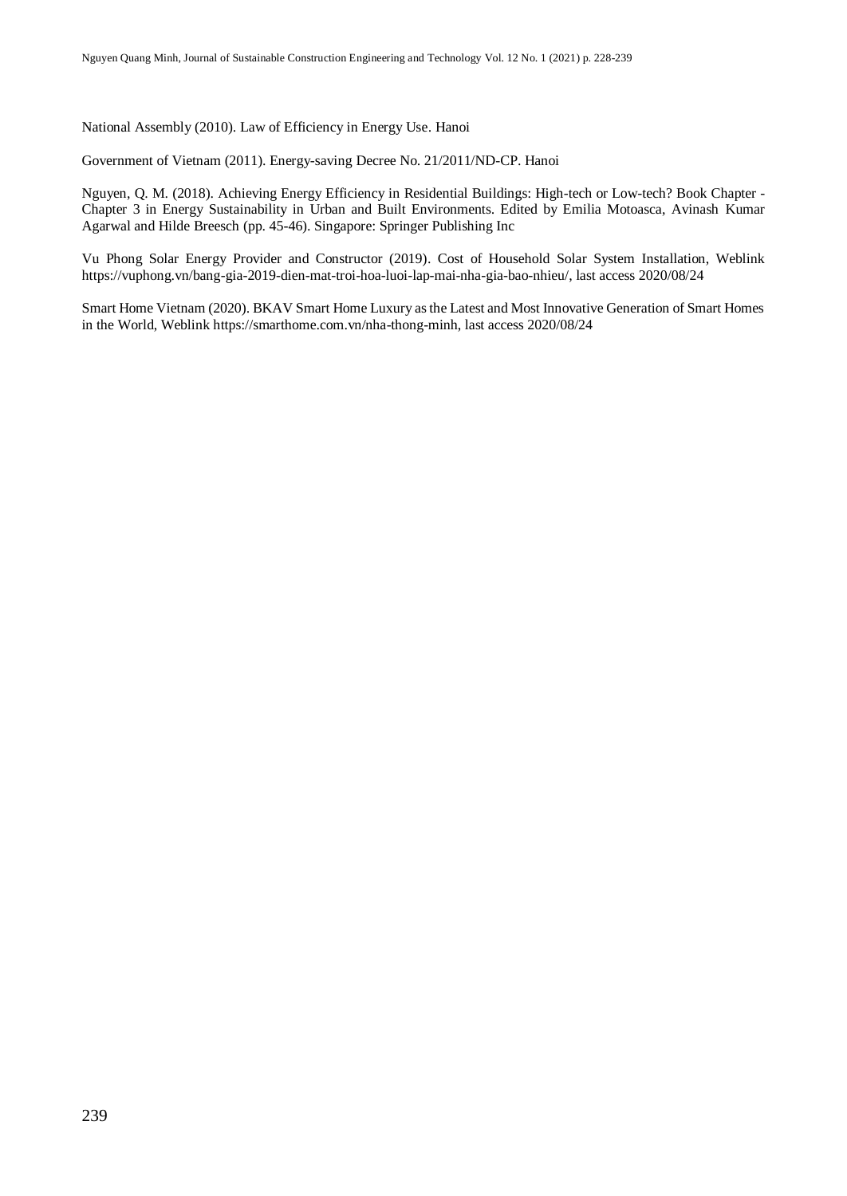National Assembly (2010). Law of Efficiency in Energy Use. Hanoi

Government of Vietnam (2011). Energy-saving Decree No. 21/2011/ND-CP. Hanoi

Nguyen, Q. M. (2018). Achieving Energy Efficiency in Residential Buildings: High-tech or Low-tech? Book Chapter - Chapter 3 in Energy Sustainability in Urban and Built Environments. Edited by Emilia Motoasca, Avinash Kumar Agarwal and Hilde Breesch (pp. 45-46). Singapore: Springer Publishing Inc

Vu Phong Solar Energy Provider and Constructor (2019). Cost of Household Solar System Installation, Weblink https://vuphong.vn/bang-gia-2019-dien-mat-troi-hoa-luoi-lap-mai-nha-gia-bao-nhieu/, last access 2020/08/24

Smart Home Vietnam (2020). BKAV Smart Home Luxury as the Latest and Most Innovative Generation of Smart Homes in the World, Weblink https://smarthome.com.vn/nha-thong-minh, last access 2020/08/24